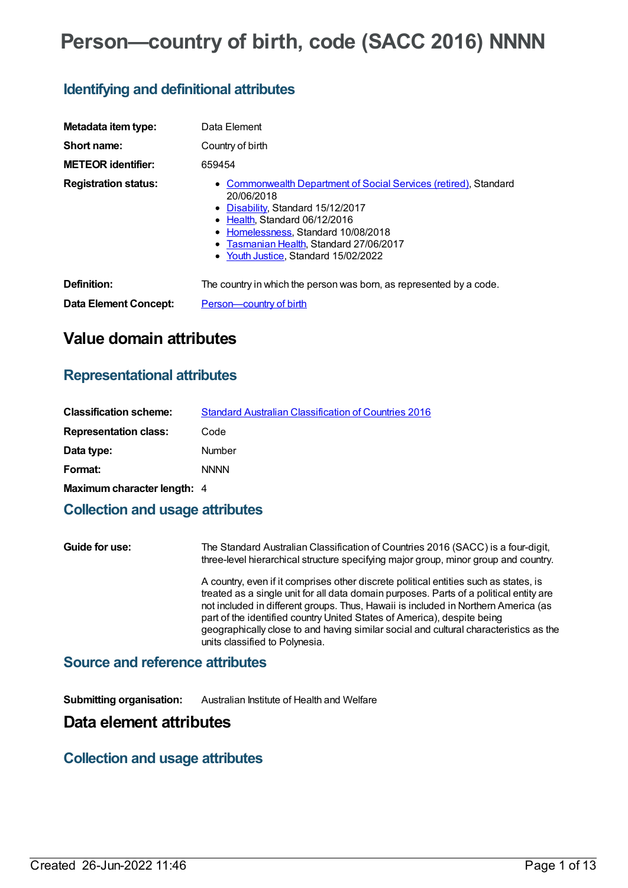# Person—country of birth, code (SACC 2016) NNNN

## Identifying and definitional attributes

| | |
|---|---|
| **Metadata item type:** | Data Element |
| **Short name:** | Country of birth |
| **METEOR identifier:** | 659454 |
| **Registration status:** | • Commonwealth Department of Social Services (retired), Standard 20/06/2018<br>• Disability, Standard 15/12/2017<br>• Health, Standard 06/12/2016<br>• Homelessness, Standard 10/08/2018<br>• Tasmanian Health, Standard 27/06/2017<br>• Youth Justice, Standard 15/02/2022 |
| **Definition:** | The country in which the person was born, as represented by a code. |
| **Data Element Concept:** | Person—country of birth |

# Value domain attributes

## Representational attributes

| | |
|---|---|
| **Classification scheme:** | Standard Australian Classification of Countries 2016 |
| **Representation class:** | Code |
| **Data type:** | Number |
| **Format:** | NNNN |
| **Maximum character length:** | 4 |

## Collection and usage attributes

**Guide for use:**

The Standard Australian Classification of Countries 2016 (SACC) is a four-digit, three-level hierarchical structure specifying major group, minor group and country.

A country, even if it comprises other discrete political entities such as states, is treated as a single unit for all data domain purposes. Parts of a political entity are not included in different groups. Thus, Hawaii is included in Northern America (as part of the identified country United States of America), despite being geographically close to and having similar social and cultural characteristics as the units classified to Polynesia.

## Source and reference attributes

**Submitting organisation:** Australian Institute of Health and Welfare

# Data element attributes

## Collection and usage attributes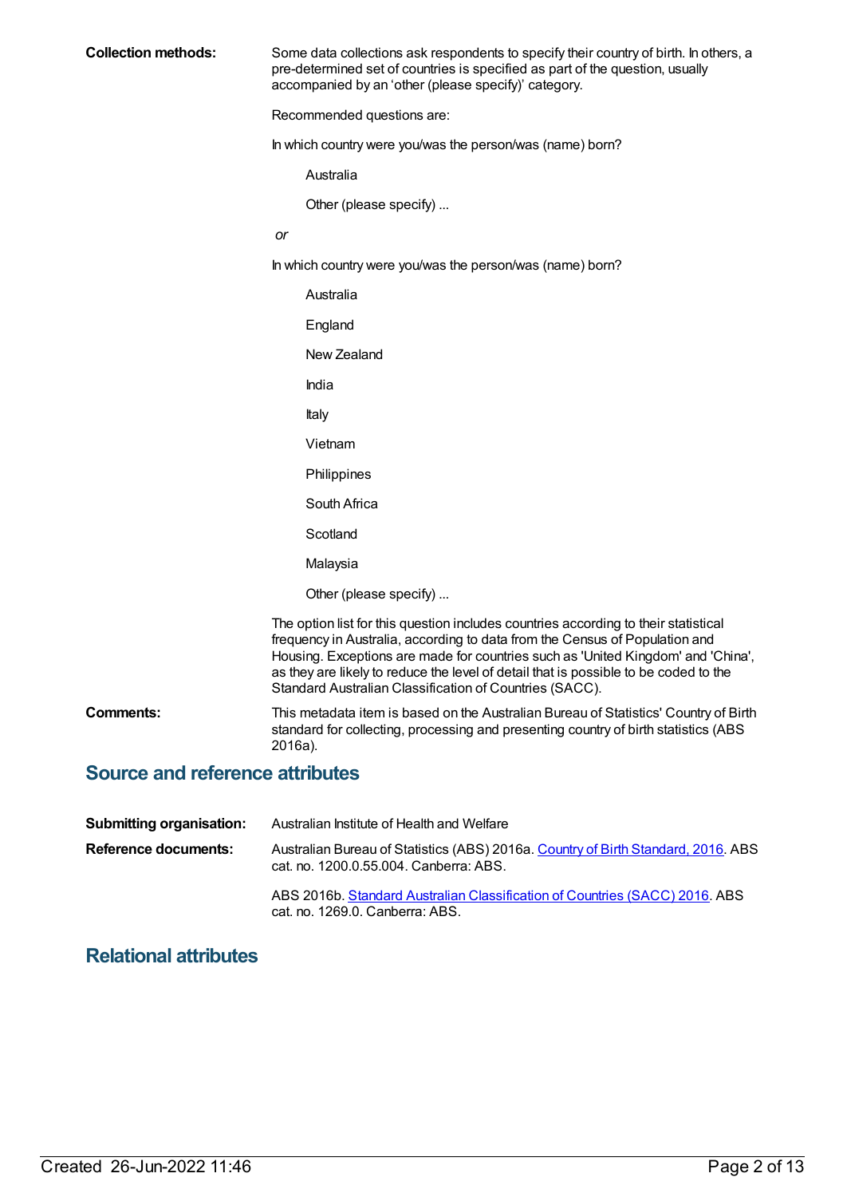**Collection methods:** Some data collections ask respondents to specify their country of birth. In others, a pre-determined set of countries is specified as part of the question, usually accompanied by an 'other (please specify)' category.

Recommended questions are:

In which country were you/was the person/was (name) born?

Australia

Other (please specify) ...

*or*

In which country were you/was the person/was (name) born?

Australia

England

New Zealand

India

Italy

Vietnam

Philippines

South Africa

Scotland

Malaysia

Other (please specify) ...

The option list for this question includes countries according to their statistical frequency in Australia, according to data from the Census of Population and Housing. Exceptions are made for countries such as 'United Kingdom' and 'China', as they are likely to reduce the level of detail that is possible to be coded to the Standard Australian Classification of Countries (SACC).

**Comments:** This metadata item is based on the Australian Bureau of Statistics' Country of Birth standard for collecting, processing and presenting country of birth statistics (ABS 2016a).

## Source and reference attributes

**Submitting organisation:** Australian Institute of Health and Welfare

**Reference documents:** Australian Bureau of Statistics (ABS) 2016a. Country of Birth Standard, 2016. ABS cat. no. 1200.0.55.004. Canberra: ABS.

ABS 2016b. Standard Australian Classification of Countries (SACC) 2016. ABS cat. no. 1269.0. Canberra: ABS.

## Relational attributes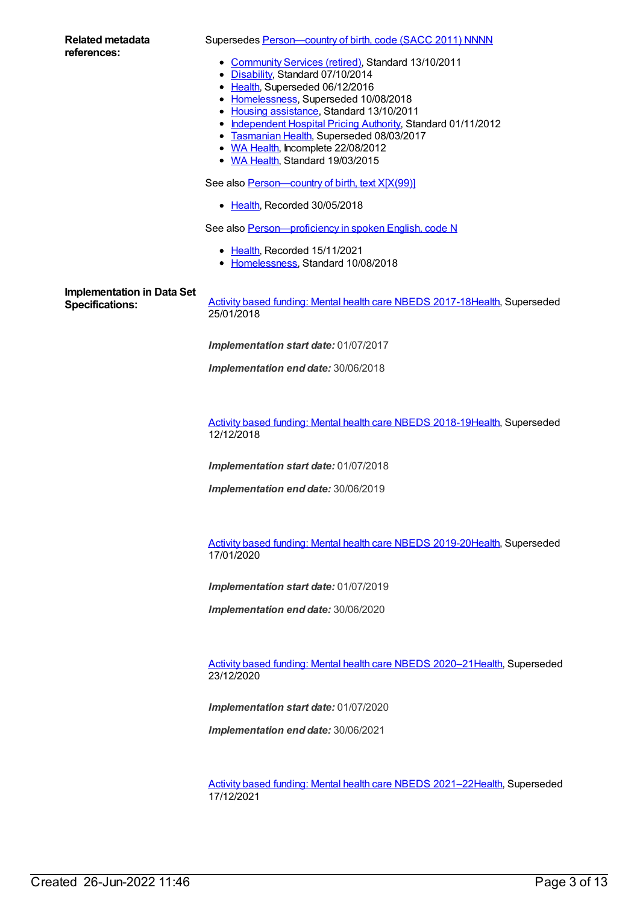**Related metadata references:**

Supersedes Person—country of birth, code (SACC 2011) NNNN

- Community Services (retired), Standard 13/10/2011
- Disability, Standard 07/10/2014
- Health, Superseded 06/12/2016
- Homelessness, Superseded 10/08/2018
- Housing assistance, Standard 13/10/2011
- Independent Hospital Pricing Authority, Standard 01/11/2012
- Tasmanian Health, Superseded 08/03/2017
- WA Health, Incomplete 22/08/2012
- WA Health, Standard 19/03/2015

See also Person—country of birth, text X[X(99)]

- Health, Recorded 30/05/2018

See also Person—proficiency in spoken English, code N

- Health, Recorded 15/11/2021
- Homelessness, Standard 10/08/2018

**Implementation in Data Set Specifications:**

Activity based funding: Mental health care NBEDS 2017-18Health, Superseded 25/01/2018

***Implementation start date:*** 01/07/2017

***Implementation end date:*** 30/06/2018

Activity based funding: Mental health care NBEDS 2018-19Health, Superseded 12/12/2018

***Implementation start date:*** 01/07/2018

***Implementation end date:*** 30/06/2019

Activity based funding: Mental health care NBEDS 2019-20Health, Superseded 17/01/2020

***Implementation start date:*** 01/07/2019

***Implementation end date:*** 30/06/2020

Activity based funding: Mental health care NBEDS 2020–21Health, Superseded 23/12/2020

***Implementation start date:*** 01/07/2020

***Implementation end date:*** 30/06/2021

Activity based funding: Mental health care NBEDS 2021–22Health, Superseded 17/12/2021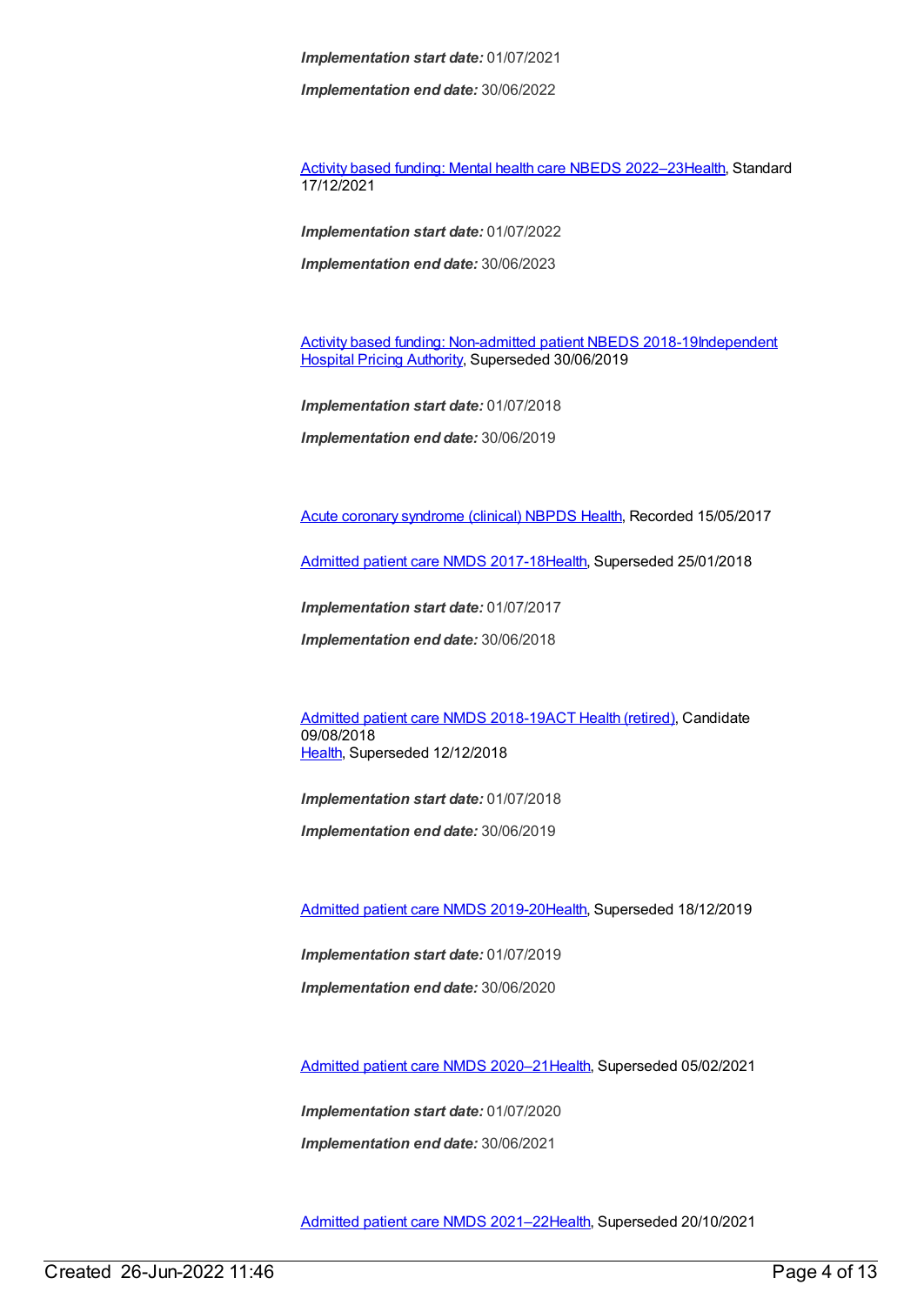***Implementation start date:*** 01/07/2021

***Implementation end date:*** 30/06/2022

Activity based funding: Mental health care NBEDS 2022–23Health, Standard 17/12/2021

***Implementation start date:*** 01/07/2022

***Implementation end date:*** 30/06/2023

Activity based funding: Non-admitted patient NBEDS 2018-19Independent Hospital Pricing Authority, Superseded 30/06/2019

***Implementation start date:*** 01/07/2018

***Implementation end date:*** 30/06/2019

Acute coronary syndrome (clinical) NBPDS Health, Recorded 15/05/2017

Admitted patient care NMDS 2017-18Health, Superseded 25/01/2018

***Implementation start date:*** 01/07/2017

***Implementation end date:*** 30/06/2018

Admitted patient care NMDS 2018-19ACT Health (retired), Candidate 09/08/2018
Health, Superseded 12/12/2018

***Implementation start date:*** 01/07/2018

***Implementation end date:*** 30/06/2019

Admitted patient care NMDS 2019-20Health, Superseded 18/12/2019

***Implementation start date:*** 01/07/2019

***Implementation end date:*** 30/06/2020

Admitted patient care NMDS 2020–21Health, Superseded 05/02/2021

***Implementation start date:*** 01/07/2020

***Implementation end date:*** 30/06/2021

Admitted patient care NMDS 2021–22Health, Superseded 20/10/2021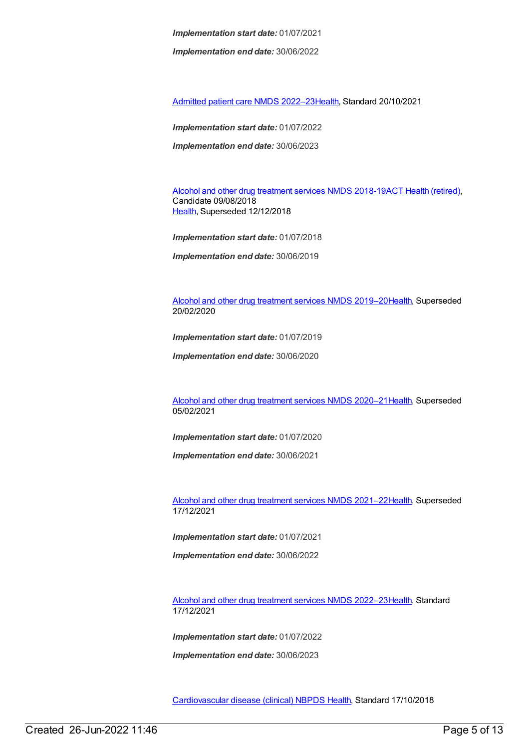***Implementation start date:*** 01/07/2021

***Implementation end date:*** 30/06/2022

Admitted patient care NMDS 2022–23Health, Standard 20/10/2021

***Implementation start date:*** 01/07/2022

***Implementation end date:*** 30/06/2023

Alcohol and other drug treatment services NMDS 2018-19ACT Health (retired), Candidate 09/08/2018
Health, Superseded 12/12/2018

***Implementation start date:*** 01/07/2018

***Implementation end date:*** 30/06/2019

Alcohol and other drug treatment services NMDS 2019–20Health, Superseded 20/02/2020

***Implementation start date:*** 01/07/2019

***Implementation end date:*** 30/06/2020

Alcohol and other drug treatment services NMDS 2020–21Health, Superseded 05/02/2021

***Implementation start date:*** 01/07/2020

***Implementation end date:*** 30/06/2021

Alcohol and other drug treatment services NMDS 2021–22Health, Superseded 17/12/2021

***Implementation start date:*** 01/07/2021

***Implementation end date:*** 30/06/2022

Alcohol and other drug treatment services NMDS 2022–23Health, Standard 17/12/2021

***Implementation start date:*** 01/07/2022

***Implementation end date:*** 30/06/2023

Cardiovascular disease (clinical) NBPDS Health, Standard 17/10/2018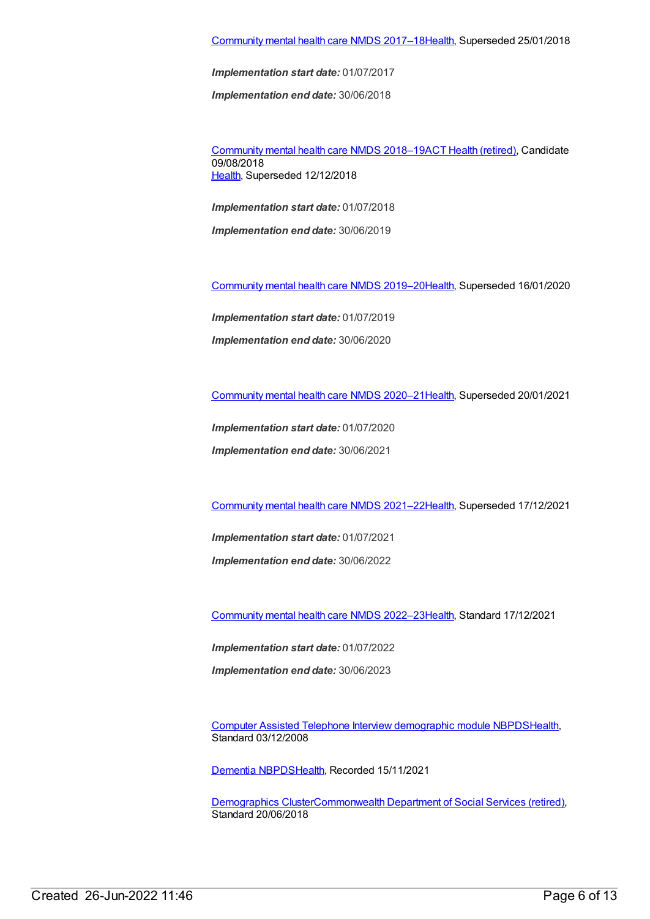Community mental health care NMDS 2017–18Health, Superseded 25/01/2018

***Implementation start date:*** 01/07/2017

***Implementation end date:*** 30/06/2018

Community mental health care NMDS 2018–19ACT Health (retired), Candidate 09/08/2018
Health, Superseded 12/12/2018

***Implementation start date:*** 01/07/2018

***Implementation end date:*** 30/06/2019

Community mental health care NMDS 2019–20Health, Superseded 16/01/2020

***Implementation start date:*** 01/07/2019

***Implementation end date:*** 30/06/2020

Community mental health care NMDS 2020–21Health, Superseded 20/01/2021

***Implementation start date:*** 01/07/2020

***Implementation end date:*** 30/06/2021

Community mental health care NMDS 2021–22Health, Superseded 17/12/2021

***Implementation start date:*** 01/07/2021

***Implementation end date:*** 30/06/2022

Community mental health care NMDS 2022–23Health, Standard 17/12/2021

***Implementation start date:*** 01/07/2022

***Implementation end date:*** 30/06/2023

Computer Assisted Telephone Interview demographic module NBPDSHealth, Standard 03/12/2008

Dementia NBPDSHealth, Recorded 15/11/2021

Demographics ClusterCommonwealth Department of Social Services (retired), Standard 20/06/2018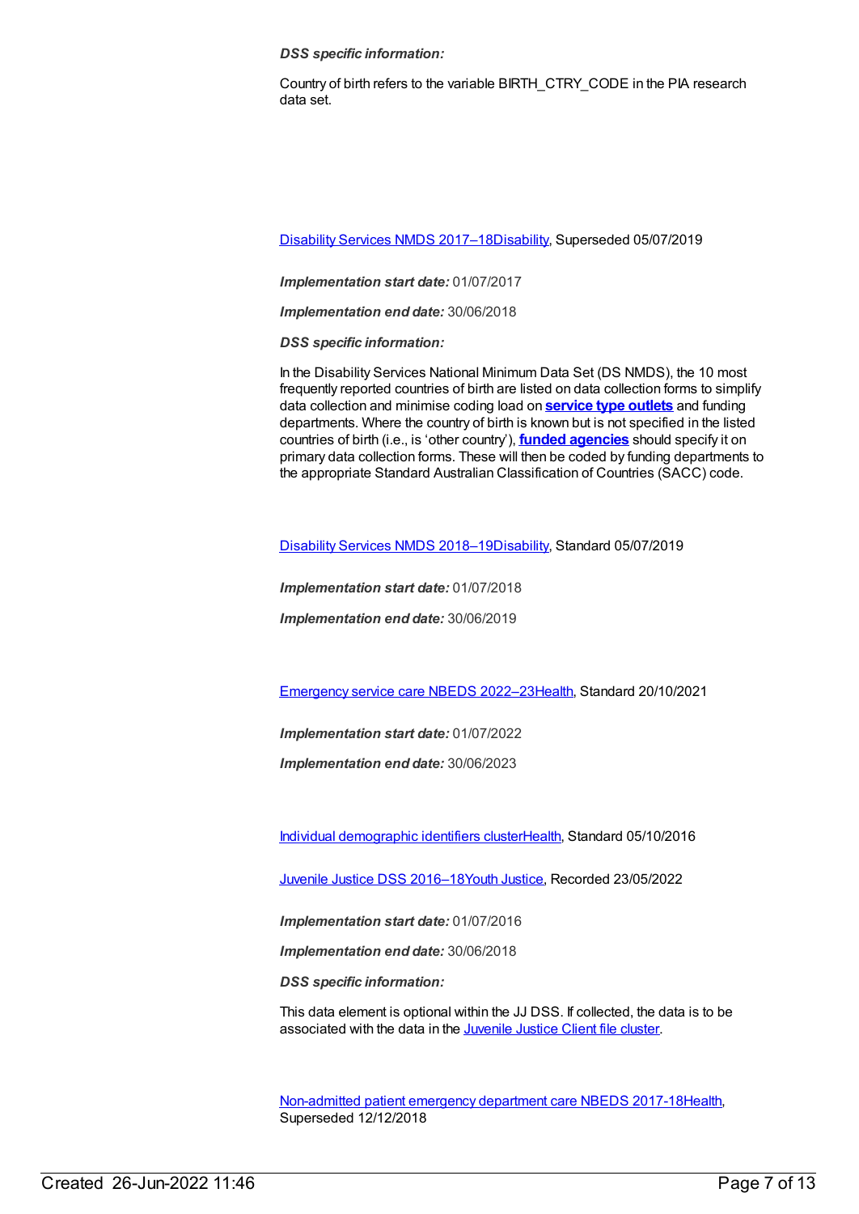***DSS specific information:***

Country of birth refers to the variable BIRTH_CTRY_CODE in the PIA research data set.

[Disability Services NMDS 2017–18Disability](), Superseded 05/07/2019

***Implementation start date:*** 01/07/2017

***Implementation end date:*** 30/06/2018

***DSS specific information:***

In the Disability Services National Minimum Data Set (DS NMDS), the 10 most frequently reported countries of birth are listed on data collection forms to simplify data collection and minimise coding load on **[service type outlets]()** and funding departments. Where the country of birth is known but is not specified in the listed countries of birth (i.e., is 'other country'), **[funded agencies]()** should specify it on primary data collection forms. These will then be coded by funding departments to the appropriate Standard Australian Classification of Countries (SACC) code.

[Disability Services NMDS 2018–19Disability](), Standard 05/07/2019

***Implementation start date:*** 01/07/2018

***Implementation end date:*** 30/06/2019

[Emergency service care NBEDS 2022–23Health](), Standard 20/10/2021

***Implementation start date:*** 01/07/2022

***Implementation end date:*** 30/06/2023

[Individual demographic identifiers clusterHealth](), Standard 05/10/2016

[Juvenile Justice DSS 2016–18Youth Justice](), Recorded 23/05/2022

***Implementation start date:*** 01/07/2016

***Implementation end date:*** 30/06/2018

***DSS specific information:***

This data element is optional within the JJ DSS. If collected, the data is to be associated with the data in the [Juvenile Justice Client file cluster]().

[Non-admitted patient emergency department care NBEDS 2017-18Health](), Superseded 12/12/2018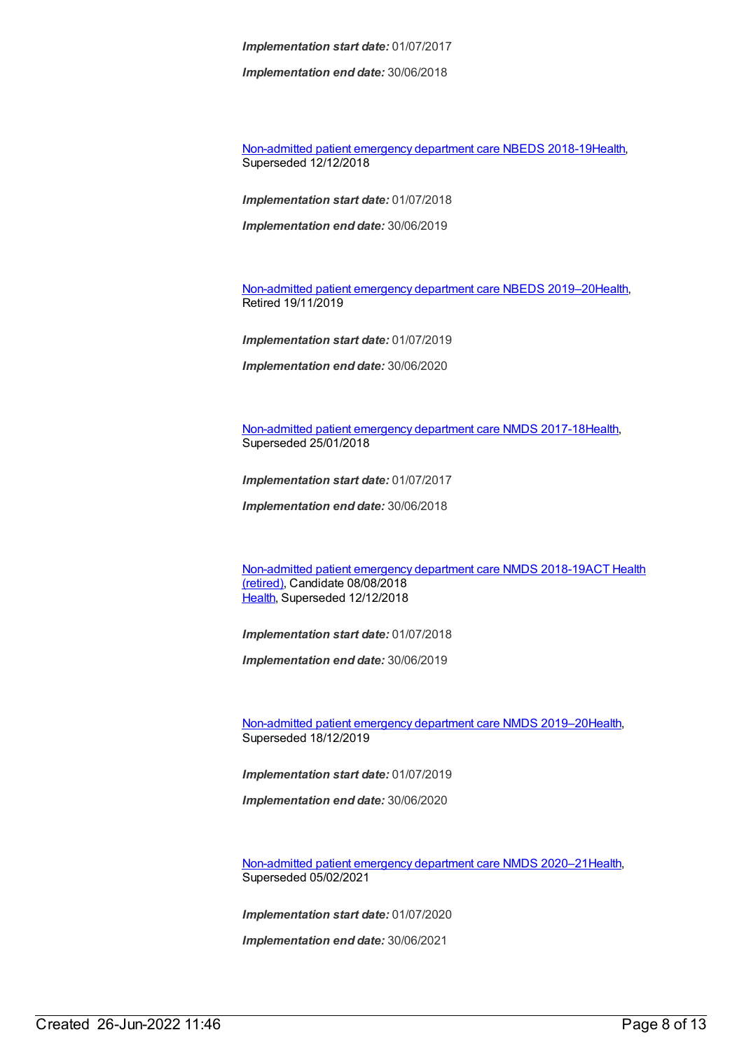***Implementation start date:*** 01/07/2017

***Implementation end date:*** 30/06/2018

Non-admitted patient emergency department care NBEDS 2018-19Health, Superseded 12/12/2018

***Implementation start date:*** 01/07/2018

***Implementation end date:*** 30/06/2019

Non-admitted patient emergency department care NBEDS 2019–20Health, Retired 19/11/2019

***Implementation start date:*** 01/07/2019

***Implementation end date:*** 30/06/2020

Non-admitted patient emergency department care NMDS 2017-18Health, Superseded 25/01/2018

***Implementation start date:*** 01/07/2017

***Implementation end date:*** 30/06/2018

Non-admitted patient emergency department care NMDS 2018-19ACT Health (retired), Candidate 08/08/2018
Health, Superseded 12/12/2018

***Implementation start date:*** 01/07/2018

***Implementation end date:*** 30/06/2019

Non-admitted patient emergency department care NMDS 2019–20Health, Superseded 18/12/2019

***Implementation start date:*** 01/07/2019

***Implementation end date:*** 30/06/2020

Non-admitted patient emergency department care NMDS 2020–21Health, Superseded 05/02/2021

***Implementation start date:*** 01/07/2020

***Implementation end date:*** 30/06/2021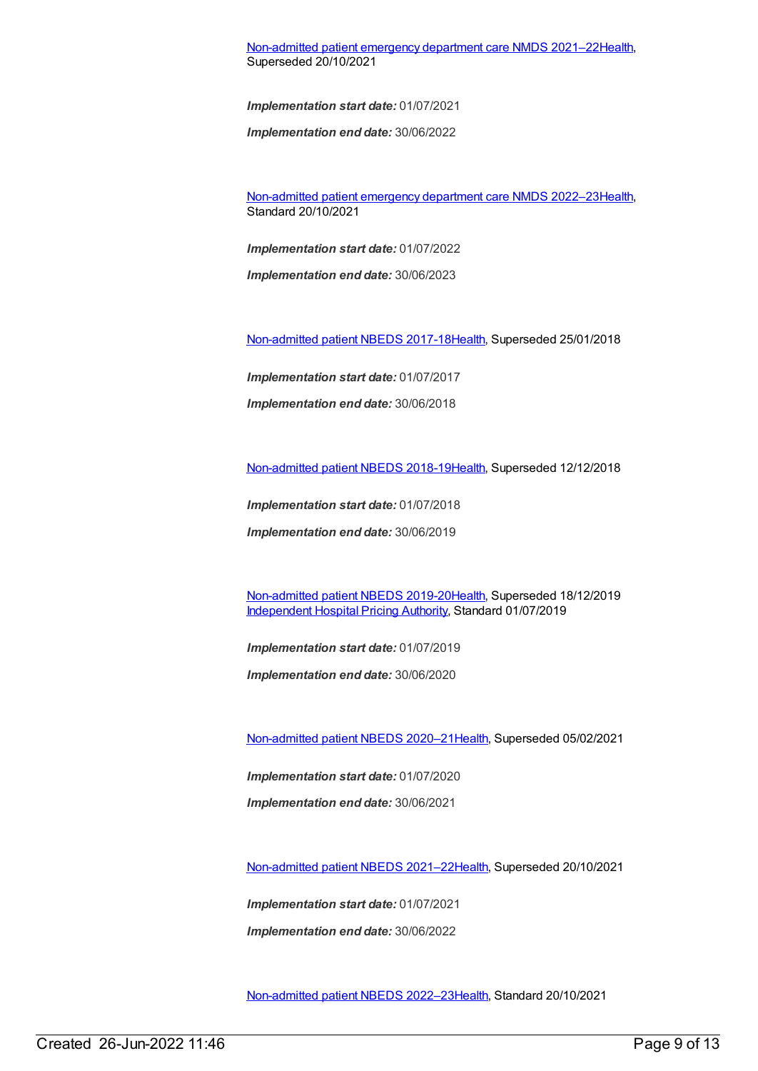Non-admitted patient emergency department care NMDS 2021–22Health, Superseded 20/10/2021

***Implementation start date:*** 01/07/2021

***Implementation end date:*** 30/06/2022

Non-admitted patient emergency department care NMDS 2022–23Health, Standard 20/10/2021

***Implementation start date:*** 01/07/2022

***Implementation end date:*** 30/06/2023

Non-admitted patient NBEDS 2017-18Health, Superseded 25/01/2018

***Implementation start date:*** 01/07/2017

***Implementation end date:*** 30/06/2018

Non-admitted patient NBEDS 2018-19Health, Superseded 12/12/2018

***Implementation start date:*** 01/07/2018

***Implementation end date:*** 30/06/2019

Non-admitted patient NBEDS 2019-20Health, Superseded 18/12/2019
Independent Hospital Pricing Authority, Standard 01/07/2019

***Implementation start date:*** 01/07/2019

***Implementation end date:*** 30/06/2020

Non-admitted patient NBEDS 2020–21Health, Superseded 05/02/2021

***Implementation start date:*** 01/07/2020

***Implementation end date:*** 30/06/2021

Non-admitted patient NBEDS 2021–22Health, Superseded 20/10/2021

***Implementation start date:*** 01/07/2021

***Implementation end date:*** 30/06/2022

Non-admitted patient NBEDS 2022–23Health, Standard 20/10/2021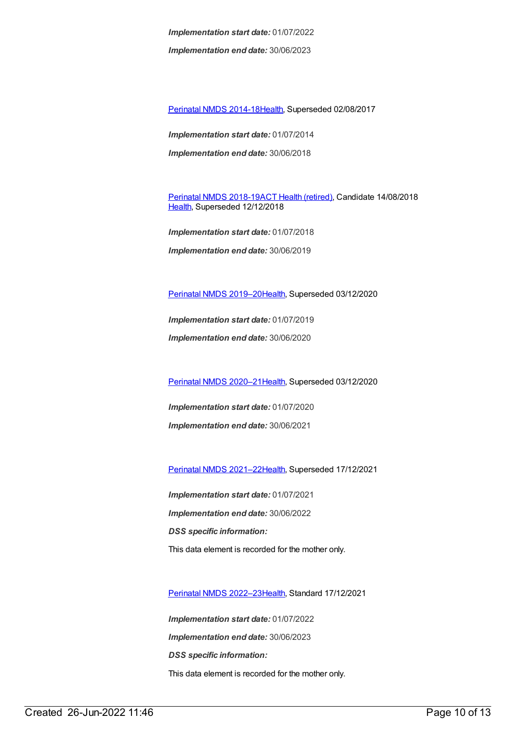***Implementation start date:*** 01/07/2022

***Implementation end date:*** 30/06/2023

Perinatal NMDS 2014-18Health, Superseded 02/08/2017

***Implementation start date:*** 01/07/2014

***Implementation end date:*** 30/06/2018

Perinatal NMDS 2018-19ACT Health (retired), Candidate 14/08/2018
Health, Superseded 12/12/2018

***Implementation start date:*** 01/07/2018

***Implementation end date:*** 30/06/2019

Perinatal NMDS 2019–20Health, Superseded 03/12/2020

***Implementation start date:*** 01/07/2019

***Implementation end date:*** 30/06/2020

Perinatal NMDS 2020–21Health, Superseded 03/12/2020

***Implementation start date:*** 01/07/2020

***Implementation end date:*** 30/06/2021

Perinatal NMDS 2021–22Health, Superseded 17/12/2021

***Implementation start date:*** 01/07/2021

***Implementation end date:*** 30/06/2022

***DSS specific information:***

This data element is recorded for the mother only.

Perinatal NMDS 2022–23Health, Standard 17/12/2021

***Implementation start date:*** 01/07/2022

***Implementation end date:*** 30/06/2023

***DSS specific information:***

This data element is recorded for the mother only.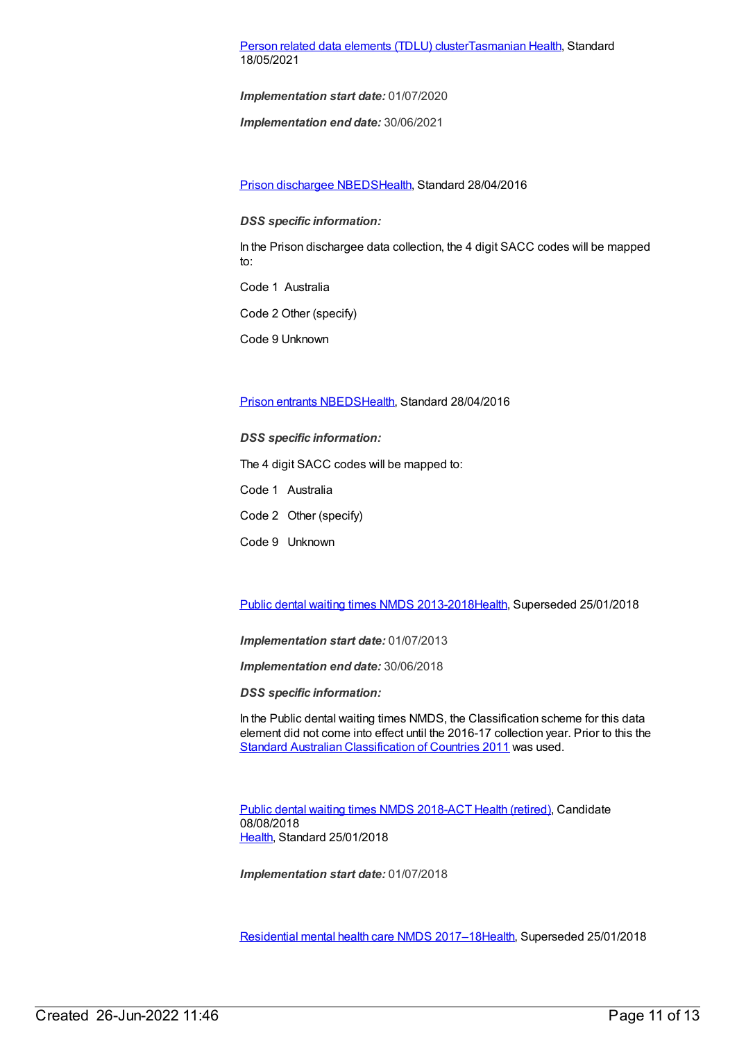Person related data elements (TDLU) clusterTasmanian Health, Standard 18/05/2021

***Implementation start date:*** 01/07/2020

***Implementation end date:*** 30/06/2021

Prison dischargee NBEDSHealth, Standard 28/04/2016

***DSS specific information:***

In the Prison dischargee data collection, the 4 digit SACC codes will be mapped to:

Code 1 Australia

Code 2 Other (specify)

Code 9 Unknown

Prison entrants NBEDSHealth, Standard 28/04/2016

***DSS specific information:***

The 4 digit SACC codes will be mapped to:

Code 1 Australia

Code 2 Other (specify)

Code 9 Unknown

Public dental waiting times NMDS 2013-2018Health, Superseded 25/01/2018

***Implementation start date:*** 01/07/2013

***Implementation end date:*** 30/06/2018

***DSS specific information:***

In the Public dental waiting times NMDS, the Classification scheme for this data element did not come into effect until the 2016-17 collection year. Prior to this the Standard Australian Classification of Countries 2011 was used.

Public dental waiting times NMDS 2018-ACT Health (retired), Candidate 08/08/2018
Health, Standard 25/01/2018

***Implementation start date:*** 01/07/2018

Residential mental health care NMDS 2017–18Health, Superseded 25/01/2018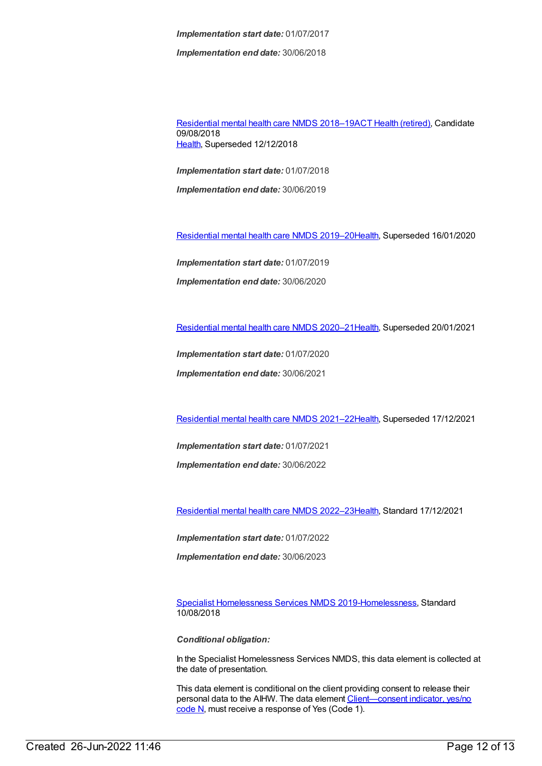***Implementation start date:*** 01/07/2017

***Implementation end date:*** 30/06/2018

[Residential mental health care NMDS 2018–19](#)[ACT Health (retired)](#), Candidate 09/08/2018
[Health](#), Superseded 12/12/2018

***Implementation start date:*** 01/07/2018

***Implementation end date:*** 30/06/2019

[Residential mental health care NMDS 2019–20](#)[Health](#), Superseded 16/01/2020

***Implementation start date:*** 01/07/2019

***Implementation end date:*** 30/06/2020

[Residential mental health care NMDS 2020–21](#)[Health](#), Superseded 20/01/2021

***Implementation start date:*** 01/07/2020

***Implementation end date:*** 30/06/2021

[Residential mental health care NMDS 2021–22](#)[Health](#), Superseded 17/12/2021

***Implementation start date:*** 01/07/2021

***Implementation end date:*** 30/06/2022

[Residential mental health care NMDS 2022–23](#)[Health](#), Standard 17/12/2021

***Implementation start date:*** 01/07/2022

***Implementation end date:*** 30/06/2023

[Specialist Homelessness Services NMDS 2019-](#)[Homelessness](#), Standard 10/08/2018

***Conditional obligation:***

In the Specialist Homelessness Services NMDS, this data element is collected at the date of presentation.

This data element is conditional on the client providing consent to release their personal data to the AIHW. The data element [Client—consent indicator, yes/no code N](#), must receive a response of Yes (Code 1).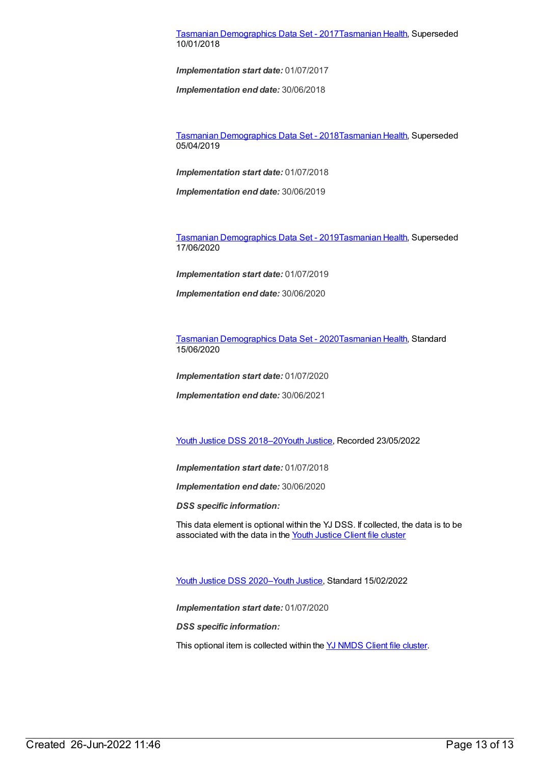Tasmanian Demographics Data Set - 2017Tasmanian Health, Superseded 10/01/2018

***Implementation start date:*** 01/07/2017

***Implementation end date:*** 30/06/2018

Tasmanian Demographics Data Set - 2018Tasmanian Health, Superseded 05/04/2019

***Implementation start date:*** 01/07/2018

***Implementation end date:*** 30/06/2019

Tasmanian Demographics Data Set - 2019Tasmanian Health, Superseded 17/06/2020

***Implementation start date:*** 01/07/2019

***Implementation end date:*** 30/06/2020

Tasmanian Demographics Data Set - 2020Tasmanian Health, Standard 15/06/2020

***Implementation start date:*** 01/07/2020

***Implementation end date:*** 30/06/2021

Youth Justice DSS 2018–20Youth Justice, Recorded 23/05/2022

***Implementation start date:*** 01/07/2018

***Implementation end date:*** 30/06/2020

***DSS specific information:***

This data element is optional within the YJ DSS. If collected, the data is to be associated with the data in the Youth Justice Client file cluster

Youth Justice DSS 2020–Youth Justice, Standard 15/02/2022

***Implementation start date:*** 01/07/2020

***DSS specific information:***

This optional item is collected within the YJ NMDS Client file cluster.